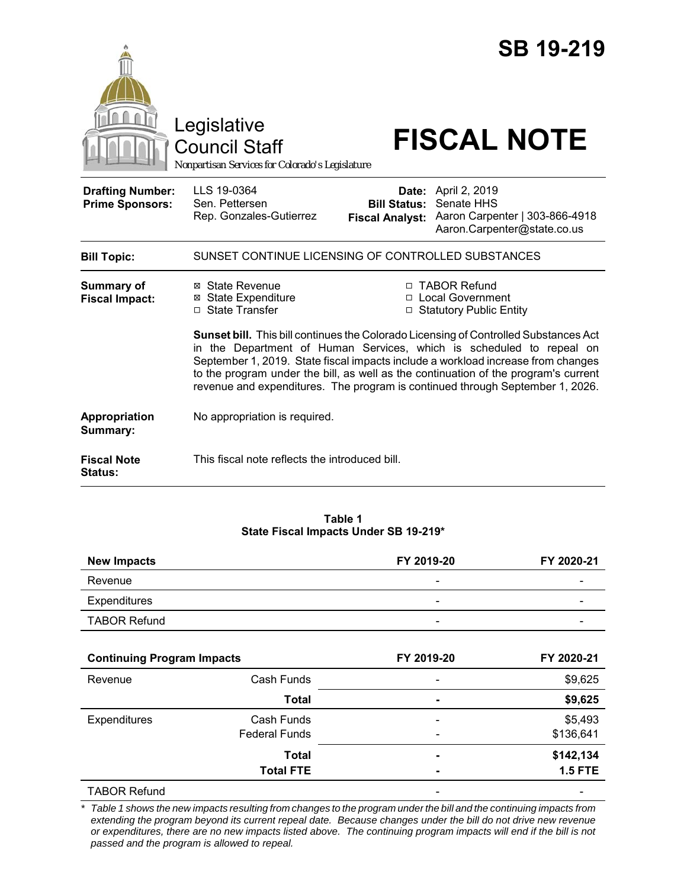# SB 19-219

Legislative Council Staff

*Nonpartisan Services for Colorado's Legislature*

# FISCAL NOTE

| | | | |
|---|---|---|---|
| **Drafting Number:** | LLS 19-0364 | **Date:** | April 2, 2019 |
| **Prime Sponsors:** | Sen. Pettersen<br>Rep. Gonzales-Gutierrez | **Bill Status:** | Senate HHS |
| | | **Fiscal Analyst:** | Aaron Carpenter \| 303-866-4918<br>Aaron.Carpenter@state.co.us |

**Bill Topic:** SUNSET CONTINUE LICENSING OF CONTROLLED SUBSTANCES

**Summary of Fiscal Impact:**

- ☒ State Revenue
- ☒ State Expenditure
- ☐ State Transfer
- ☐ TABOR Refund
- ☐ Local Government
- ☐ Statutory Public Entity

**Sunset bill.** This bill continues the Colorado Licensing of Controlled Substances Act in the Department of Human Services, which is scheduled to repeal on September 1, 2019. State fiscal impacts include a workload increase from changes to the program under the bill, as well as the continuation of the program's current revenue and expenditures. The program is continued through September 1, 2026.

**Appropriation Summary:** No appropriation is required.

**Fiscal Note Status:** This fiscal note reflects the introduced bill.

**Table 1**
**State Fiscal Impacts Under SB 19-219***

| **New Impacts** | | **FY 2019-20** | **FY 2020-21** |
|---|---|---|---|
| Revenue | | - | - |
| Expenditures | | - | - |
| TABOR Refund | | - | - |

| **Continuing Program Impacts** | | **FY 2019-20** | **FY 2020-21** |
|---|---|---|---|
| Revenue | Cash Funds | - | $9,625 |
| | **Total** | **-** | **$9,625** |
| Expenditures | Cash Funds | - | $5,493 |
| | Federal Funds | - | $136,641 |
| | **Total** | **-** | **$142,134** |
| | **Total FTE** | **-** | **1.5 FTE** |
| TABOR Refund | | - | - |

\* *Table 1 shows the new impacts resulting from changes to the program under the bill and the continuing impacts from extending the program beyond its current repeal date. Because changes under the bill do not drive new revenue or expenditures, there are no new impacts listed above. The continuing program impacts will end if the bill is not passed and the program is allowed to repeal.*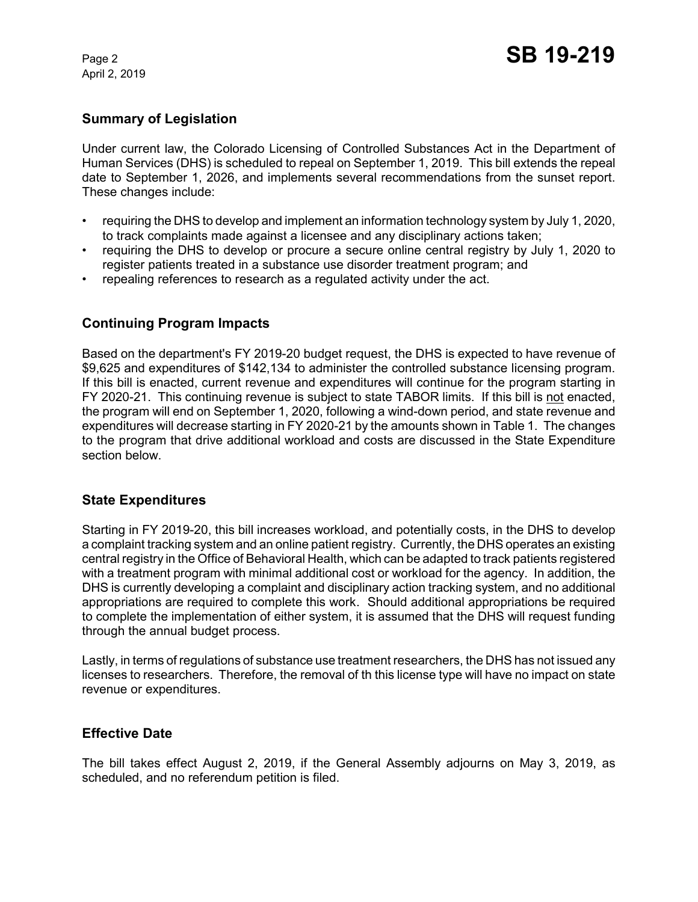## Summary of Legislation

Under current law, the Colorado Licensing of Controlled Substances Act in the Department of Human Services (DHS) is scheduled to repeal on September 1, 2019. This bill extends the repeal date to September 1, 2026, and implements several recommendations from the sunset report. These changes include:

- requiring the DHS to develop and implement an information technology system by July 1, 2020, to track complaints made against a licensee and any disciplinary actions taken;
- requiring the DHS to develop or procure a secure online central registry by July 1, 2020 to register patients treated in a substance use disorder treatment program; and
- repealing references to research as a regulated activity under the act.

## Continuing Program Impacts

Based on the department's FY 2019-20 budget request, the DHS is expected to have revenue of $9,625 and expenditures of $142,134 to administer the controlled substance licensing program. If this bill is enacted, current revenue and expenditures will continue for the program starting in FY 2020-21. This continuing revenue is subject to state TABOR limits. If this bill is not enacted, the program will end on September 1, 2020, following a wind-down period, and state revenue and expenditures will decrease starting in FY 2020-21 by the amounts shown in Table 1. The changes to the program that drive additional workload and costs are discussed in the State Expenditure section below.

## State Expenditures

Starting in FY 2019-20, this bill increases workload, and potentially costs, in the DHS to develop a complaint tracking system and an online patient registry. Currently, the DHS operates an existing central registry in the Office of Behavioral Health, which can be adapted to track patients registered with a treatment program with minimal additional cost or workload for the agency. In addition, the DHS is currently developing a complaint and disciplinary action tracking system, and no additional appropriations are required to complete this work. Should additional appropriations be required to complete the implementation of either system, it is assumed that the DHS will request funding through the annual budget process.

Lastly, in terms of regulations of substance use treatment researchers, the DHS has not issued any licenses to researchers. Therefore, the removal of th this license type will have no impact on state revenue or expenditures.

## Effective Date

The bill takes effect August 2, 2019, if the General Assembly adjourns on May 3, 2019, as scheduled, and no referendum petition is filed.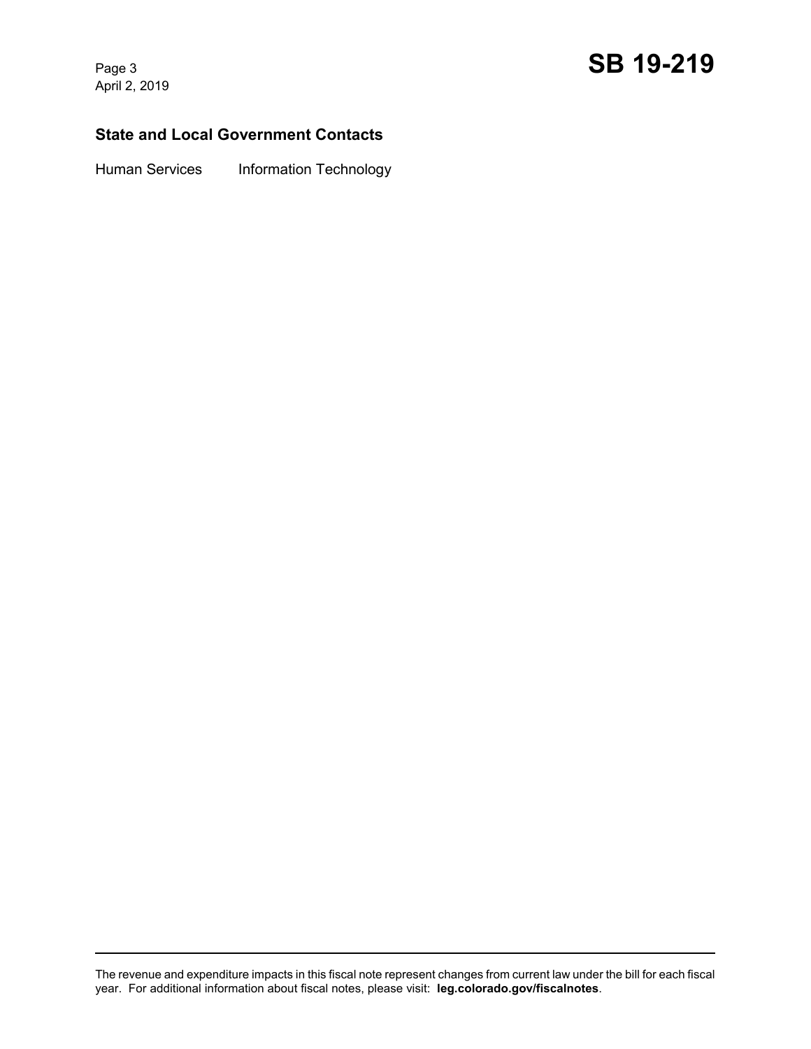## State and Local Government Contacts

Human Services Information Technology

The revenue and expenditure impacts in this fiscal note represent changes from current law under the bill for each fiscal year. For additional information about fiscal notes, please visit: **leg.colorado.gov/fiscalnotes**.